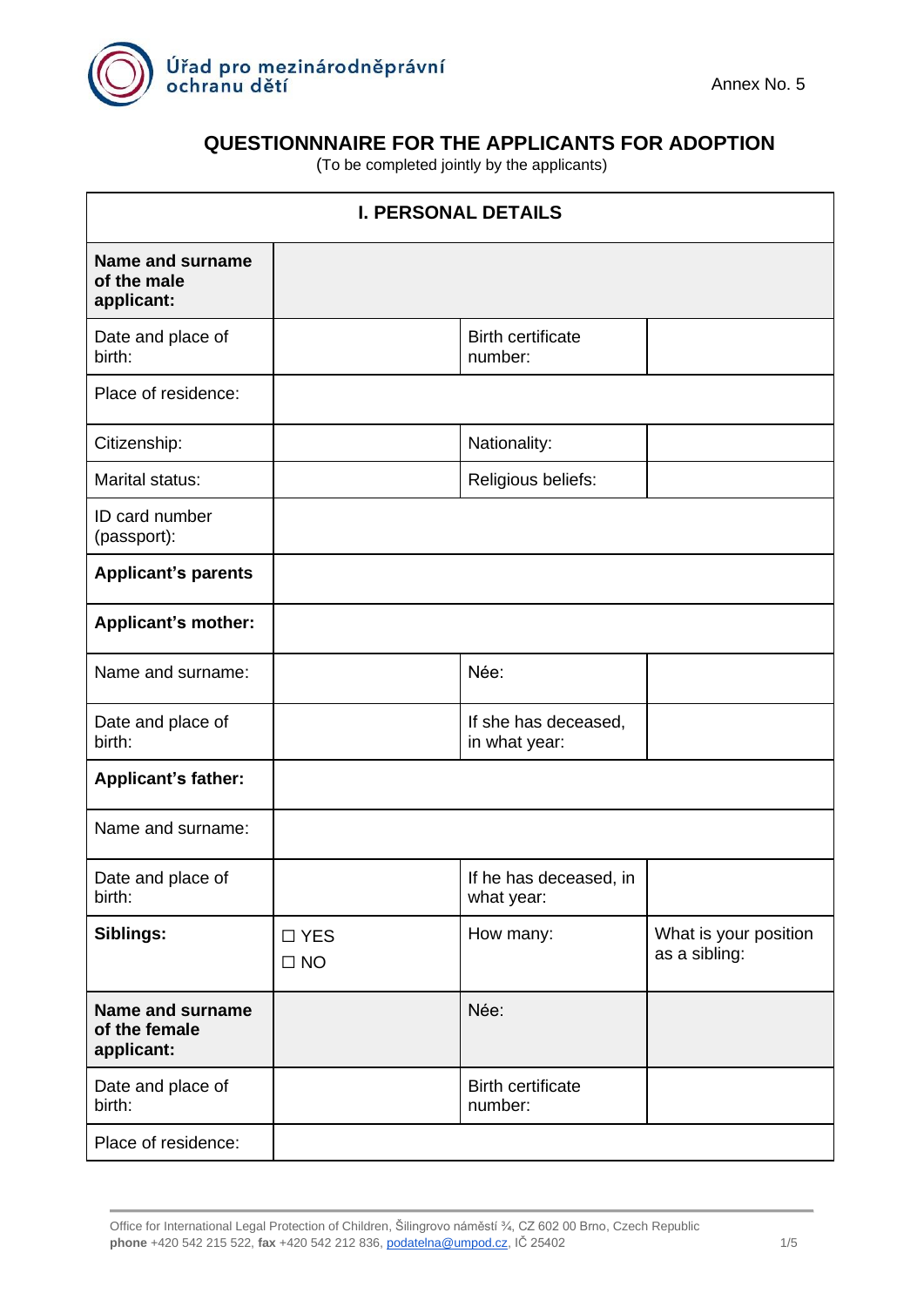Úřad pro mezinárodněprávní ochranu dětí

Annex No. 5

# QUESTIONNNAIRE FOR THE APPLICANTS FOR ADOPTION

(To be completed jointly by the applicants)

| I. PERSONAL DETAILS | | | |
|---|---|---|---|
| **Name and surname of the male applicant:** | | | |
| Date and place of birth: | | Birth certificate number: | |
| Place of residence: | | | |
| Citizenship: | | Nationality: | |
| Marital status: | | Religious beliefs: | |
| ID card number (passport): | | | |
| **Applicant's parents** | | | |
| **Applicant's mother:** | | | |
| Name and surname: | | Née: | |
| Date and place of birth: | | If she has deceased, in what year: | |
| **Applicant's father:** | | | |
| Name and surname: | | | |
| Date and place of birth: | | If he has deceased, in what year: | |
| **Siblings:** | ☐ YES ☐ NO | How many: | What is your position as a sibling: |
| **Name and surname of the female applicant:** | | Née: | |
| Date and place of birth: | | Birth certificate number: | |
| Place of residence: | | | |

Office for International Legal Protection of Children, Šilingrovo náměstí ¾, CZ 602 00 Brno, Czech Republic
**phone** +420 542 215 522, **fax** +420 542 212 836, podatelna@umpod.cz, IČ 25402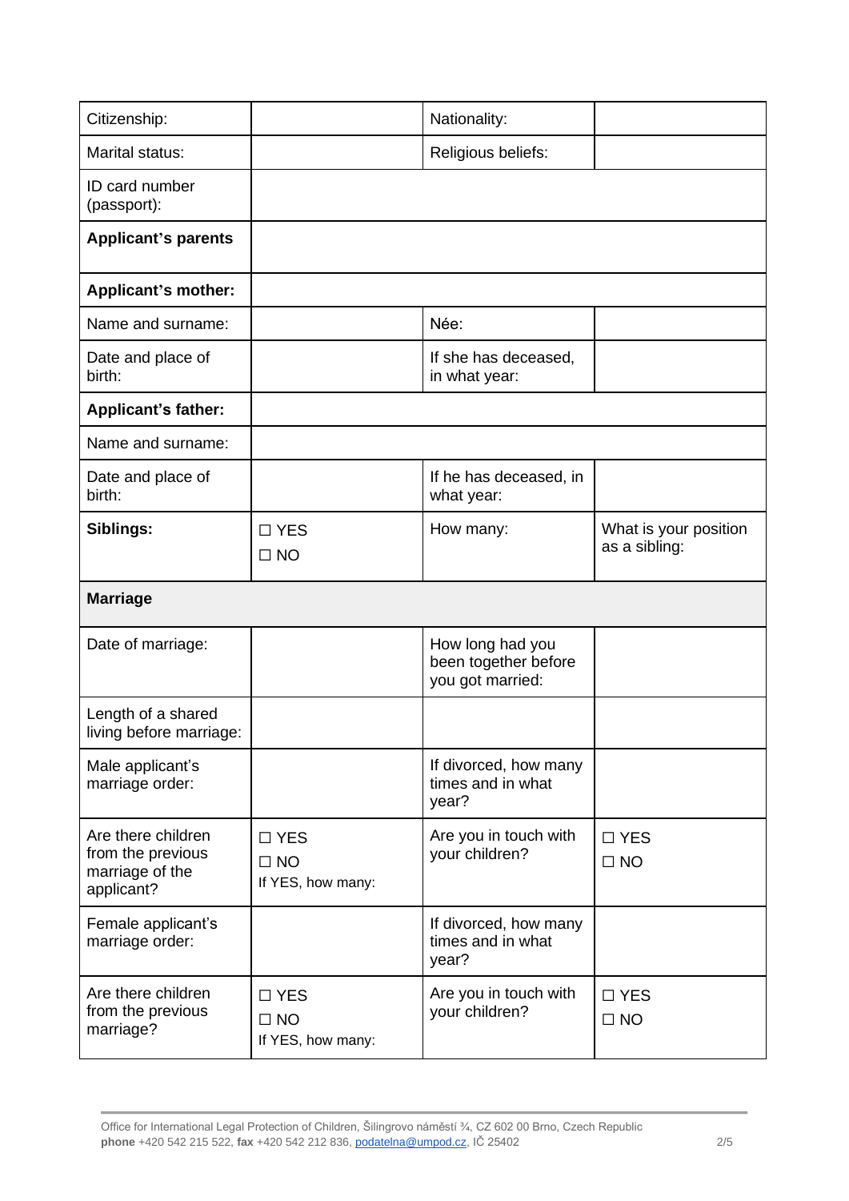| Citizenship: | | Nationality: | |
|---|---|---|---|
| Marital status: | | Religious beliefs: | |
| ID card number (passport): | | | |
| **Applicant's parents** | | | |
| **Applicant's mother:** | | | |
| Name and surname: | | Née: | |
| Date and place of birth: | | If she has deceased, in what year: | |
| **Applicant's father:** | | | |
| Name and surname: | | | |
| Date and place of birth: | | If he has deceased, in what year: | |
| **Siblings:** | ☐ YES<br>☐ NO | How many: | What is your position as a sibling: |
| **Marriage** | | | |
| Date of marriage: | | How long had you been together before you got married: | |
| Length of a shared living before marriage: | | | |
| Male applicant's marriage order: | | If divorced, how many times and in what year? | |
| Are there children from the previous marriage of the applicant? | ☐ YES<br>☐ NO<br>If YES, how many: | Are you in touch with your children? | ☐ YES<br>☐ NO |
| Female applicant's marriage order: | | If divorced, how many times and in what year? | |
| Are there children from the previous marriage? | ☐ YES<br>☐ NO<br>If YES, how many: | Are you in touch with your children? | ☐ YES<br>☐ NO |

Office for International Legal Protection of Children, Šilingrovo náměstí ¾, CZ 602 00 Brno, Czech Republic
**phone** +420 542 215 522, **fax** +420 542 212 836, podatelna@umpod.cz, IČ 25402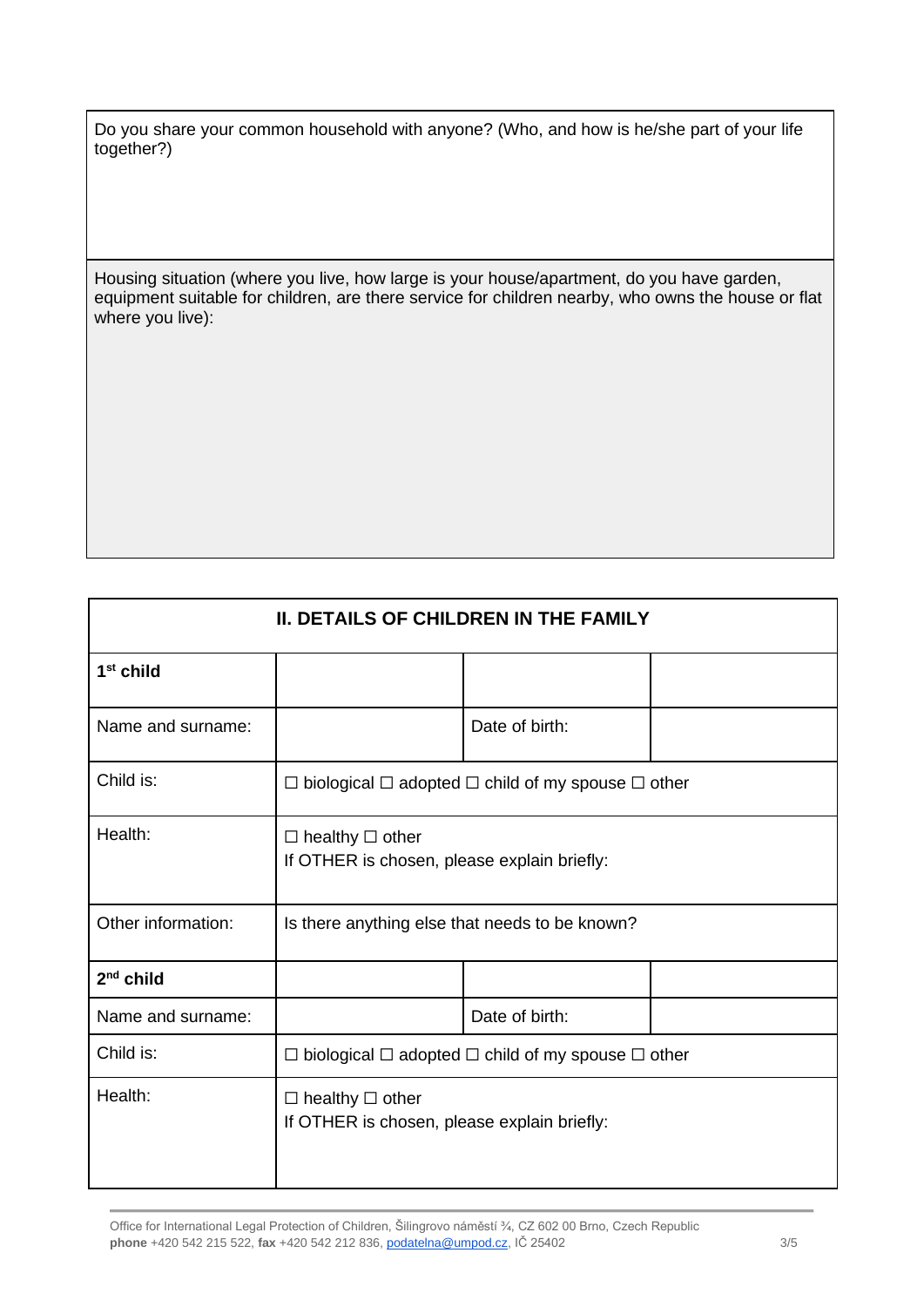| Do you share your common household with anyone? (Who, and how is he/she part of your life together?) |
| --- |
| |

| Housing situation (where you live, how large is your house/apartment, do you have garden, equipment suitable for children, are there service for children nearby, who owns the house or flat where you live): |
| --- |
| |

| II. DETAILS OF CHILDREN IN THE FAMILY | | | |
| --- | --- | --- | --- |
| **1st child** | | | |
| Name and surname: | | Date of birth: | |
| Child is: | ☐ biological ☐ adopted ☐ child of my spouse ☐ other | | |
| Health: | ☐ healthy ☐ other<br>If OTHER is chosen, please explain briefly: | | |
| Other information: | Is there anything else that needs to be known? | | |
| **2nd child** | | | |
| Name and surname: | | Date of birth: | |
| Child is: | ☐ biological ☐ adopted ☐ child of my spouse ☐ other | | |
| Health: | ☐ healthy ☐ other<br>If OTHER is chosen, please explain briefly: | | |

Office for International Legal Protection of Children, Šilingrovo náměstí ¾, CZ 602 00 Brno, Czech Republic
**phone** +420 542 215 522, **fax** +420 542 212 836, podatelna@umpod.cz, IČ 25402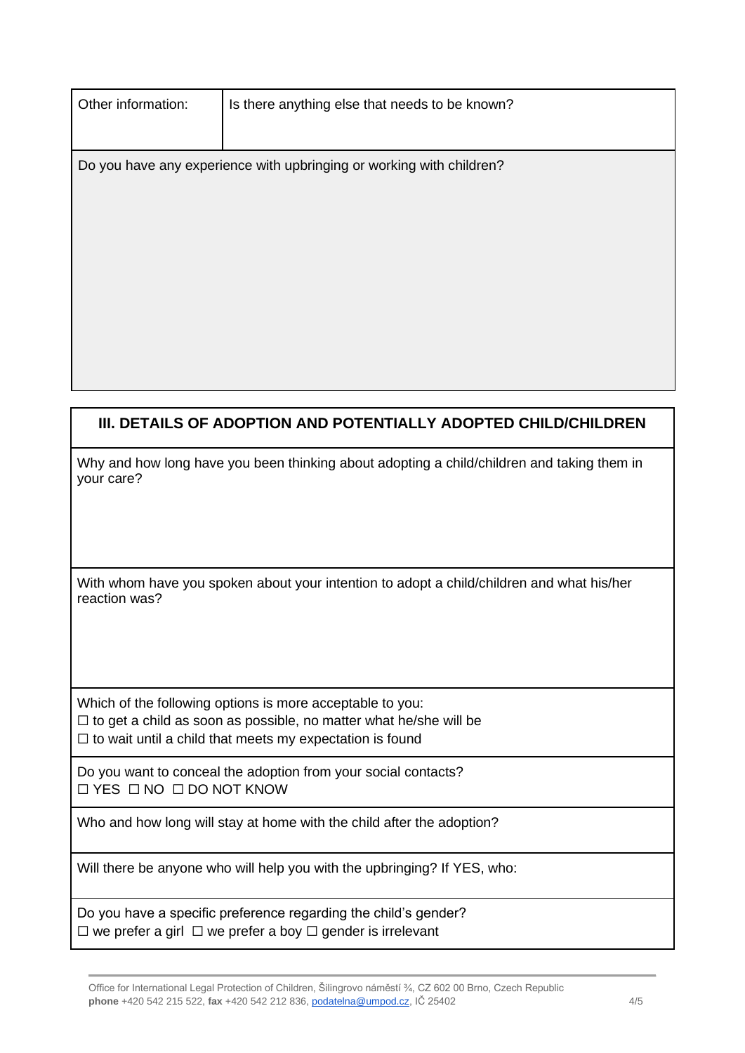| Other information: | Is there anything else that needs to be known? |
| --- | --- |

Do you have any experience with upbringing or working with children?

## III. DETAILS OF ADOPTION AND POTENTIALLY ADOPTED CHILD/CHILDREN

Why and how long have you been thinking about adopting a child/children and taking them in your care?

With whom have you spoken about your intention to adopt a child/children and what his/her reaction was?

Which of the following options is more acceptable to you:
☐ to get a child as soon as possible, no matter what he/she will be
☐ to wait until a child that meets my expectation is found

Do you want to conceal the adoption from your social contacts?
☐ YES ☐ NO ☐ DO NOT KNOW

Who and how long will stay at home with the child after the adoption?

Will there be anyone who will help you with the upbringing? If YES, who:

Do you have a specific preference regarding the child's gender?
☐ we prefer a girl ☐ we prefer a boy ☐ gender is irrelevant

Office for International Legal Protection of Children, Šilingrovo náměstí ¾, CZ 602 00 Brno, Czech Republic
**phone** +420 542 215 522, **fax** +420 542 212 836, podatelna@umpod.cz, IČ 25402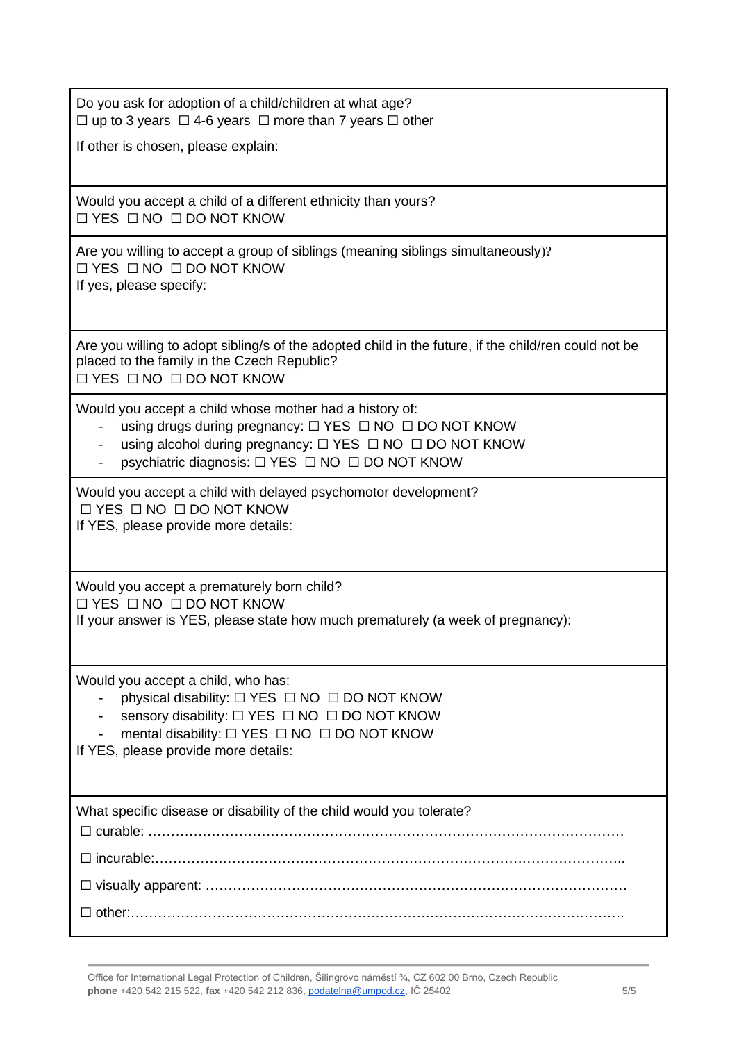Do you ask for adoption of a child/children at what age?
☐ up to 3 years ☐ 4-6 years ☐ more than 7 years ☐ other

If other is chosen, please explain:

---

Would you accept a child of a different ethnicity than yours?
☐ YES ☐ NO ☐ DO NOT KNOW

---

Are you willing to accept a group of siblings (meaning siblings simultaneously)?
☐ YES ☐ NO ☐ DO NOT KNOW
If yes, please specify:

---

Are you willing to adopt sibling/s of the adopted child in the future, if the child/ren could not be placed to the family in the Czech Republic?
☐ YES ☐ NO ☐ DO NOT KNOW

---

Would you accept a child whose mother had a history of:

- using drugs during pregnancy: ☐ YES ☐ NO ☐ DO NOT KNOW
- using alcohol during pregnancy: ☐ YES ☐ NO ☐ DO NOT KNOW
- psychiatric diagnosis: ☐ YES ☐ NO ☐ DO NOT KNOW

---

Would you accept a child with delayed psychomotor development?
☐ YES ☐ NO ☐ DO NOT KNOW
If YES, please provide more details:

---

Would you accept a prematurely born child?
☐ YES ☐ NO ☐ DO NOT KNOW
If your answer is YES, please state how much prematurely (a week of pregnancy):

---

Would you accept a child, who has:

- physical disability: ☐ YES ☐ NO ☐ DO NOT KNOW
- sensory disability: ☐ YES ☐ NO ☐ DO NOT KNOW
- mental disability: ☐ YES ☐ NO ☐ DO NOT KNOW

If YES, please provide more details:

---

What specific disease or disability of the child would you tolerate?

☐ curable: ……………………………………………………………………………………………

☐ incurable:……………………………………………………………………………………………

☐ visually apparent: ……………………………………………………………………………………

☐ other:……………………………………………………………………………………………………

Office for International Legal Protection of Children, Šilingrovo náměstí ¾, CZ 602 00 Brno, Czech Republic
**phone** +420 542 215 522, **fax** +420 542 212 836, podatelna@umpod.cz, IČ 25402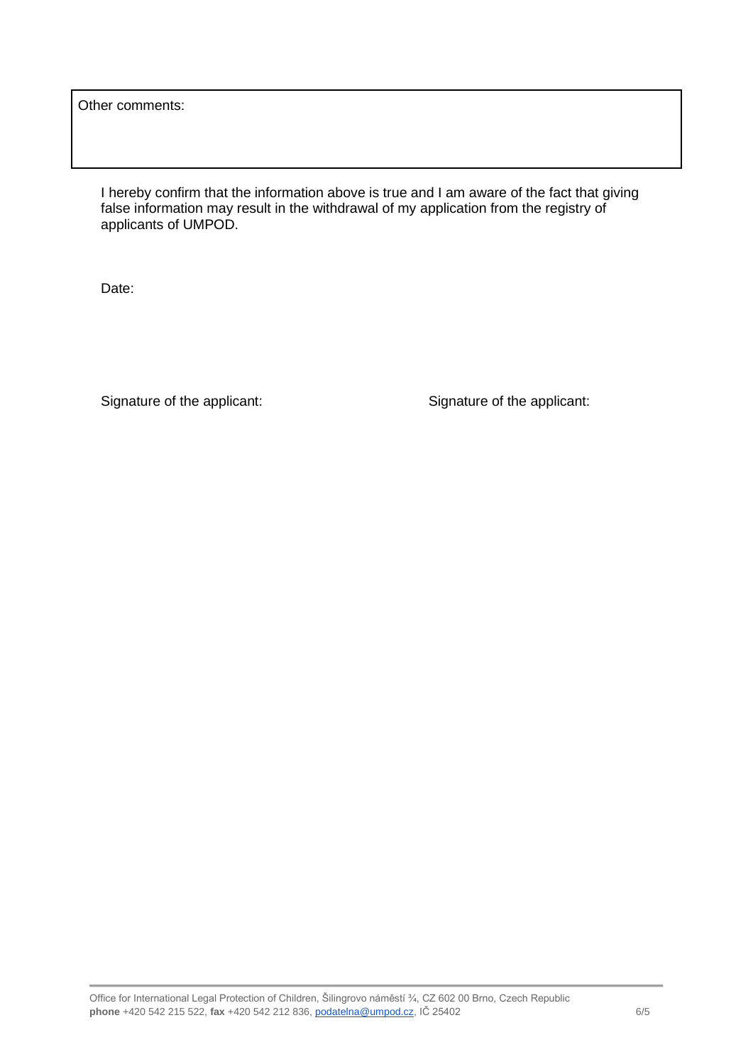| Other comments: |
| --- |
| |

I hereby confirm that the information above is true and I am aware of the fact that giving false information may result in the withdrawal of my application from the registry of applicants of UMPOD.

Date:

Signature of the applicant:

Signature of the applicant:

Office for International Legal Protection of Children, Šilingrovo náměstí ¾, CZ 602 00 Brno, Czech Republic
**phone** +420 542 215 522, **fax** +420 542 212 836, podatelna@umpod.cz, IČ 25402